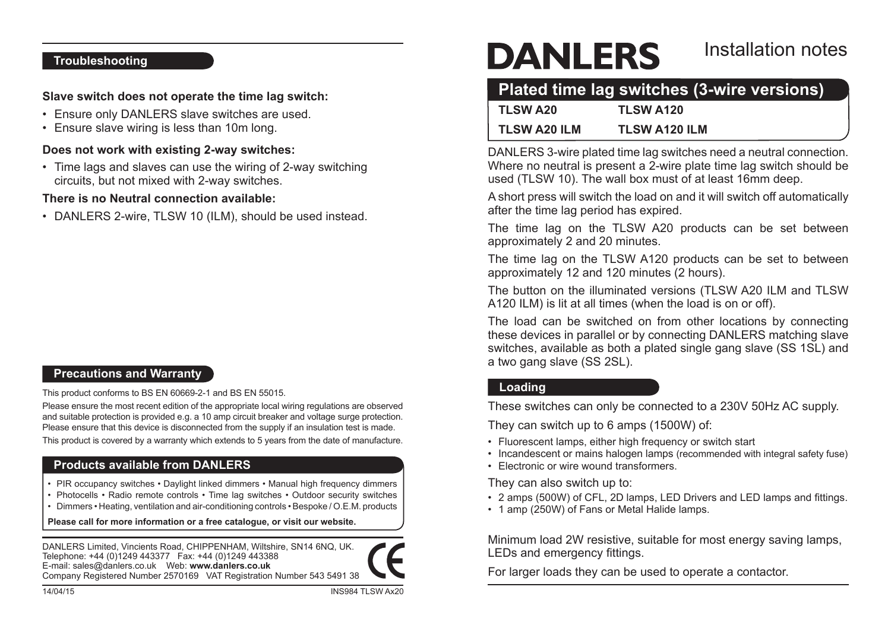# DANLERS Installation notes

## Plated time lag switches (3-wire versions)

| TLSW A20 | TLSW A120 |
|---|---|
| TLSW A20 ILM | TLSW A120 ILM |

DANLERS 3-wire plated time lag switches need a neutral connection. Where no neutral is present a 2-wire plate time lag switch should be used (TLSW 10). The wall box must of at least 16mm deep.

A short press will switch the load on and it will switch off automatically after the time lag period has expired.

The time lag on the TLSW A20 products can be set between approximately 2 and 20 minutes.

The time lag on the TLSW A120 products can be set to between approximately 12 and 120 minutes (2 hours).

The button on the illuminated versions (TLSW A20 ILM and TLSW A120 ILM) is lit at all times (when the load is on or off).

The load can be switched on from other locations by connecting these devices in parallel or by connecting DANLERS matching slave switches, available as both a plated single gang slave (SS 1SL) and a two gang slave (SS 2SL).

### Loading

These switches can only be connected to a 230V 50Hz AC supply.

They can switch up to 6 amps (1500W) of:

- Fluorescent lamps, either high frequency or switch start
- Incandescent or mains halogen lamps (recommended with integral safety fuse)
- Electronic or wire wound transformers.

They can also switch up to:

- 2 amps (500W) of CFL, 2D lamps, LED Drivers and LED lamps and fittings.
- 1 amp (250W) of Fans or Metal Halide lamps.

Minimum load 2W resistive, suitable for most energy saving lamps, LEDs and emergency fittings.

For larger loads they can be used to operate a contactor.

### Troubleshooting

**Slave switch does not operate the time lag switch:**

- Ensure only DANLERS slave switches are used.
- Ensure slave wiring is less than 10m long.

**Does not work with existing 2-way switches:**

- Time lags and slaves can use the wiring of 2-way switching circuits, but not mixed with 2-way switches.

**There is no Neutral connection available:**

- DANLERS 2-wire, TLSW 10 (ILM), should be used instead.

### Precautions and Warranty

This product conforms to BS EN 60669-2-1 and BS EN 55015.

Please ensure the most recent edition of the appropriate local wiring regulations are observed and suitable protection is provided e.g. a 10 amp circuit breaker and voltage surge protection. Please ensure that this device is disconnected from the supply if an insulation test is made.

This product is covered by a warranty which extends to 5 years from the date of manufacture.

### Products available from DANLERS

- PIR occupancy switches • Daylight linked dimmers • Manual high frequency dimmers
- Photocells • Radio remote controls • Time lag switches • Outdoor security switches
- Dimmers • Heating, ventilation and air-conditioning controls • Bespoke / O.E.M. products

**Please call for more information or a free catalogue, or visit our website.**

DANLERS Limited, Vincients Road, CHIPPENHAM, Wiltshire, SN14 6NQ, UK.
Telephone: +44 (0)1249 443377 Fax: +44 (0)1249 443388
E-mail: sales@danlers.co.uk Web: **www.danlers.co.uk**
Company Registered Number 2570169 VAT Registration Number 543 5491 38

14/04/15 INS984 TLSW Ax20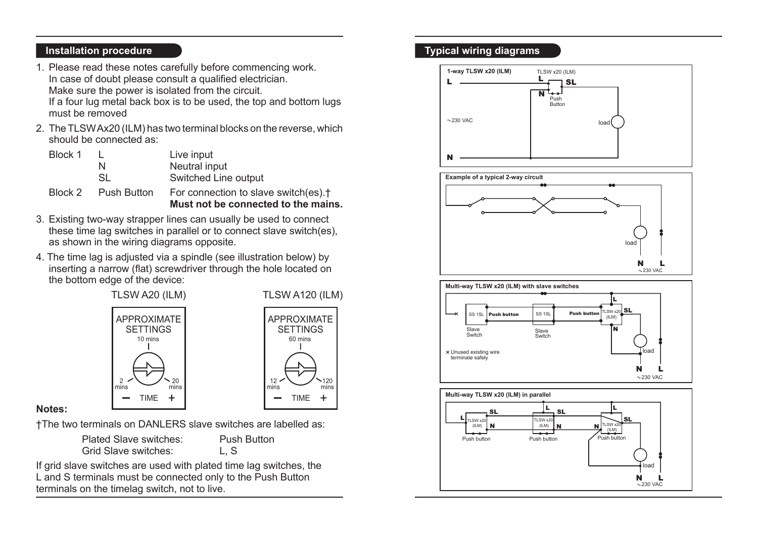## Installation procedure

1. Please read these notes carefully before commencing work.
   In case of doubt please consult a qualified electrician.
   Make sure the power is isolated from the circuit.
   If a four lug metal back box is to be used, the top and bottom lugs must be removed
2. The TLSWAx20 (ILM) has two terminal blocks on the reverse, which should be connected as:

| | | |
|---|---|---|
| Block 1 | L | Live input |
| | N | Neutral input |
| | SL | Switched Line output |
| Block 2 | Push Button | For connection to slave switch(es).† **Must not be connected to the mains.** |

3. Existing two-way strapper lines can usually be used to connect these time lag switches in parallel or to connect slave switch(es), as shown in the wiring diagrams opposite.
4. The time lag is adjusted via a spindle (see illustration below) by inserting a narrow (flat) screwdriver through the hole located on the bottom edge of the device:

TLSW A20 (ILM)

APPROXIMATE SETTINGS
10 mins
2 mins
20 mins
— TIME +

TLSW A120 (ILM)

APPROXIMATE SETTINGS
60 mins
12 mins
120 mins
— TIME +

**Notes:**

†The two terminals on DANLERS slave switches are labelled as:

| | |
|---|---|
| Plated Slave switches: | Push Button |
| Grid Slave switches: | L, S |

If grid slave switches are used with plated time lag switches, the L and S terminals must be connected only to the Push Button terminals on the timelag switch, not to live.

## Typical wiring diagrams

**1-way TLSW x20 (ILM)**

TLSW x20 (ILM)
L
SL
N
Push Button
~230 VAC
load
L
N

**Example of a typical 2-way circuit**

load
N L
~230 VAC

**Multi-way TLSW x20 (ILM) with slave switches**

SS 1SL
Push button
Slave Switch
SS 1SL
Push button
Slave Switch
TLSW x20 (ILM)
L
SL
N
load
× Unused existing wire terminate safely
N L
~230 VAC

**Multi-way TLSW x20 (ILM) in parallel**

TLSW x20 (ILM)
L SL N
Push button
TLSW x20 (ILM)
L SL N
Push button
TLSW x20 (ILM)
L SL N
Push button
load
N L
~230 VAC